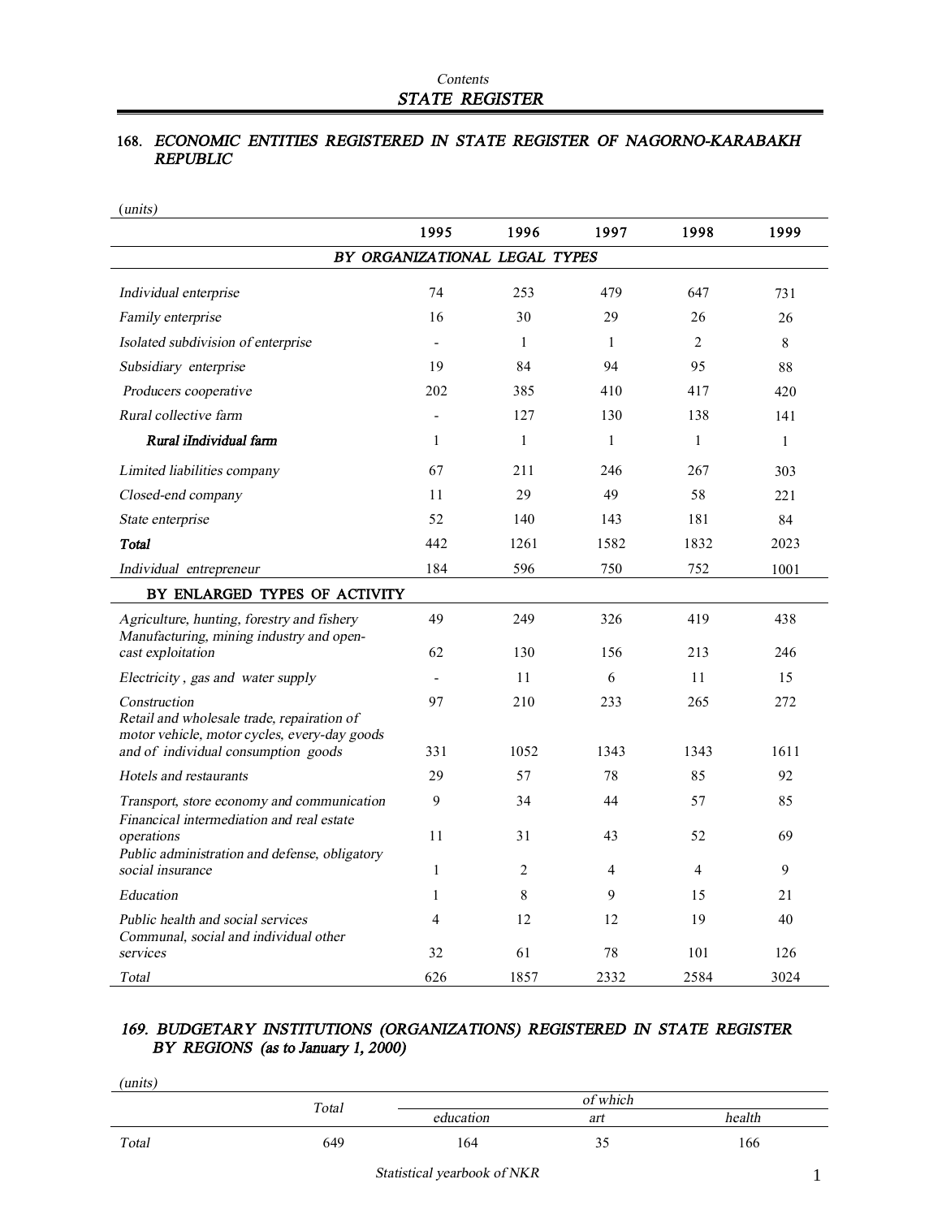*Contents*

## STATE REGISTER

### 168. *ECONOMIC ENTITIES REGISTERED IN STATE REGISTER OF NAGORNO-KARABAKH REPUBLIC*

(*units*)

| | 1995 | 1996 | 1997 | 1998 | 1999 |
|---|---|---|---|---|---|
| **BY ORGANIZATIONAL LEGAL TYPES** | | | | | |
| *Individual enterprise* | 74 | 253 | 479 | 647 | 731 |
| *Family enterprise* | 16 | 30 | 29 | 26 | 26 |
| *Isolated subdivision of enterprise* | - | 1 | 1 | 2 | 8 |
| *Subsidiary enterprise* | 19 | 84 | 94 | 95 | 88 |
| *Producers cooperative* | 202 | 385 | 410 | 417 | 420 |
| *Rural collective farm* | - | 127 | 130 | 138 | 141 |
| *Rural iIndividual farm* | 1 | 1 | 1 | 1 | 1 |
| *Limited liabilities company* | 67 | 211 | 246 | 267 | 303 |
| *Closed-end company* | 11 | 29 | 49 | 58 | 221 |
| *State enterprise* | 52 | 140 | 143 | 181 | 84 |
| ***Total*** | 442 | 1261 | 1582 | 1832 | 2023 |
| *Individual entrepreneur* | 184 | 596 | 750 | 752 | 1001 |
| **BY ENLARGED TYPES OF ACTIVITY** | | | | | |
| *Agriculture, hunting, forestry and fishery* | 49 | 249 | 326 | 419 | 438 |
| *Manufacturing, mining industry and open-cast exploitation* | 62 | 130 | 156 | 213 | 246 |
| *Electricity , gas and water supply* | - | 11 | 6 | 11 | 15 |
| *Construction* | 97 | 210 | 233 | 265 | 272 |
| *Retail and wholesale trade, repairation of motor vehicle, motor cycles, every-day goods and of individual consumption goods* | 331 | 1052 | 1343 | 1343 | 1611 |
| *Hotels and restaurants* | 29 | 57 | 78 | 85 | 92 |
| *Transport, store economy and communication* | 9 | 34 | 44 | 57 | 85 |
| *Financical intermediation and real estate operations* | 11 | 31 | 43 | 52 | 69 |
| *Public administration and defense, obligatory social insurance* | 1 | 2 | 4 | 4 | 9 |
| *Education* | 1 | 8 | 9 | 15 | 21 |
| *Public health and social services* | 4 | 12 | 12 | 19 | 40 |
| *Communal, social and individual other services* | 32 | 61 | 78 | 101 | 126 |
| *Total* | 626 | 1857 | 2332 | 2584 | 3024 |

### *169. BUDGETARY INSTITUTIONS (ORGANIZATIONS) REGISTERED IN STATE REGISTER BY REGIONS (as to January 1, 2000)*

(*units*)

| | Total | of which | | |
|---|---|---|---|---|
| | | education | art | health |
| *Total* | 649 | 164 | 35 | 166 |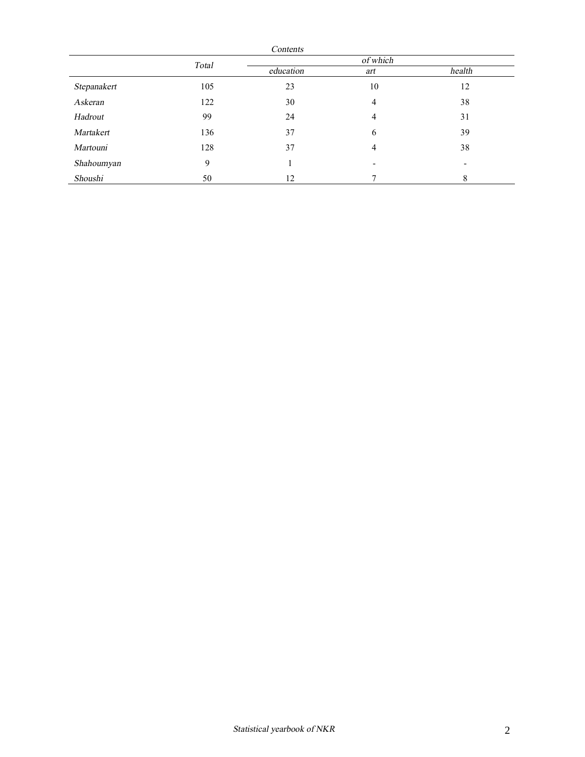*Contents*

| | Total | of which | | |
|---|---|---|---|---|
| | | education | art | health |
| *Stepanakert* | 105 | 23 | 10 | 12 |
| *Askeran* | 122 | 30 | 4 | 38 |
| *Hadrout* | 99 | 24 | 4 | 31 |
| *Martakert* | 136 | 37 | 6 | 39 |
| *Martouni* | 128 | 37 | 4 | 38 |
| *Shahoumyan* | 9 | 1 | - | - |
| *Shoushi* | 50 | 12 | 7 | 8 |